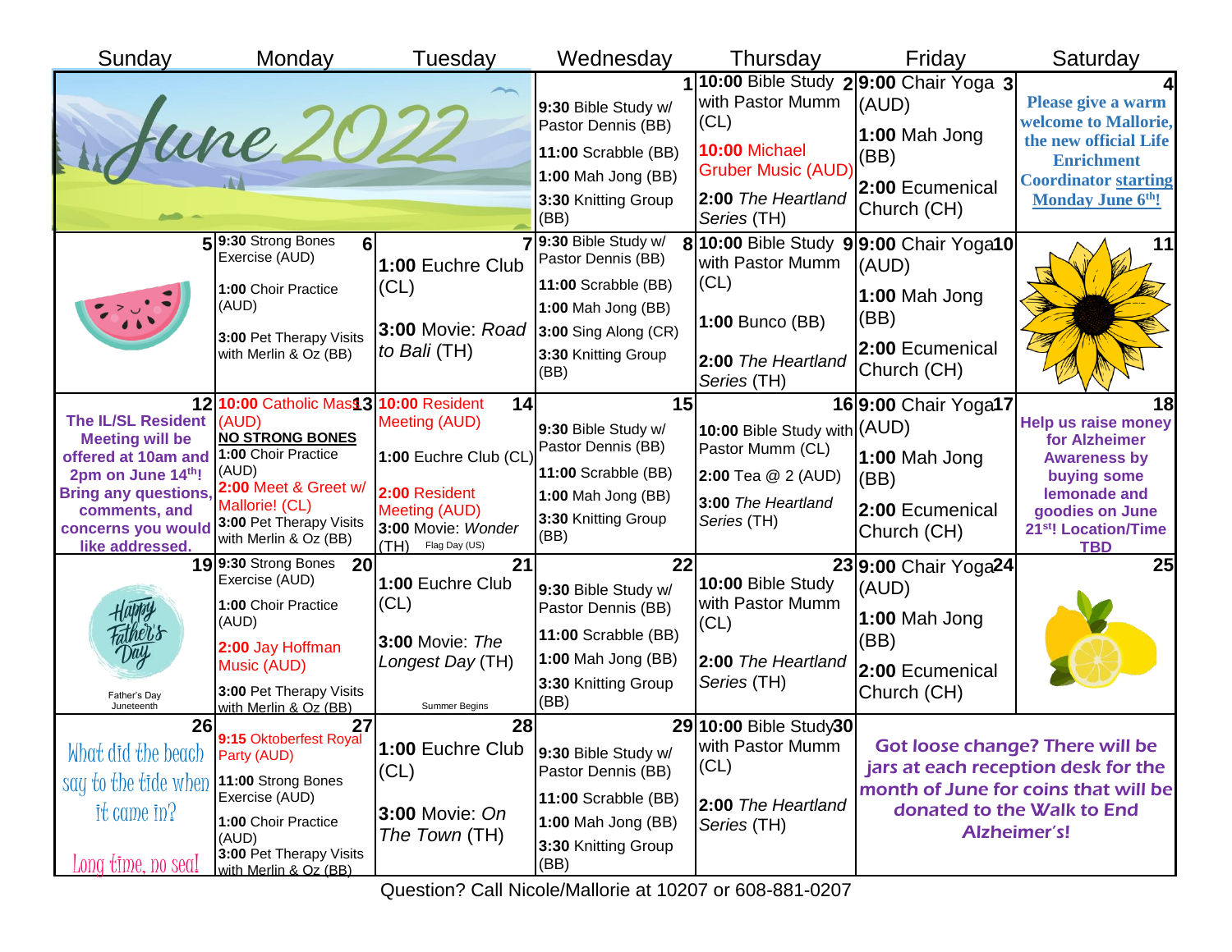# June 2022

| Sunday | Monday | Tuesday | Wednesday | Thursday | Friday | Saturday |
|---|---|---|---|---|---|---|
| | | | **1** **9:30** Bible Study w/ Pastor Dennis (BB) **11:00** Scrabble (BB) **1:00** Mah Jong (BB) **3:30** Knitting Group (BB) | **2** **10:00** Bible Study with Pastor Mumm (CL) **10:00** Michael Gruber Music (AUD) **2:00** *The Heartland Series* (TH) | **3** **9:00** Chair Yoga (AUD) **1:00** Mah Jong (BB) **2:00** Ecumenical Church (CH) | **4** **Please give a warm welcome to Mallorie, the new official Life Enrichment Coordinator starting Monday June 6th!** |
| **5** | **6** **9:30** Strong Bones Exercise (AUD) **1:00** Choir Practice (AUD) **3:00** Pet Therapy Visits with Merlin & Oz (BB) | **7** **1:00** Euchre Club (CL) **3:00** Movie: *Road to Bali* (TH) | **8** **9:30** Bible Study w/ Pastor Dennis (BB) **11:00** Scrabble (BB) **1:00** Mah Jong (BB) **3:00** Sing Along (CR) **3:30** Knitting Group (BB) | **9** **10:00** Bible Study with Pastor Mumm (CL) **1:00** Bunco (BB) **2:00** *The Heartland Series* (TH) | **10** **9:00** Chair Yoga (AUD) **1:00** Mah Jong (BB) **2:00** Ecumenical Church (CH) | **11** |
| **12** **The IL/SL Resident Meeting will be offered at 10am and 2pm on June 14th! Bring any questions, comments, and concerns you would like addressed.** | **13** **10:00** Catholic Mass (AUD) **NO STRONG BONES** **1:00** Choir Practice (AUD) **2:00** Meet & Greet w/ Mallorie! (CL) **3:00** Pet Therapy Visits with Merlin & Oz (BB) | **14** **10:00** Resident Meeting (AUD) **1:00** Euchre Club (CL) **2:00** Resident Meeting (AUD) **3:00** Movie: *Wonder* (TH) Flag Day (US) | **15** **9:30** Bible Study w/ Pastor Dennis (BB) **11:00** Scrabble (BB) **1:00** Mah Jong (BB) **3:30** Knitting Group (BB) | **16** **10:00** Bible Study with Pastor Mumm (CL) **2:00** Tea @ 2 (AUD) **3:00** *The Heartland Series* (TH) | **17** **9:00** Chair Yoga (AUD) **1:00** Mah Jong (BB) **2:00** Ecumenical Church (CH) | **18** **Help us raise money for Alzheimer Awareness by buying some lemonade and goodies on June 21st! Location/Time TBD** |
| **19** Father's Day Juneteenth | **20** **9:30** Strong Bones Exercise (AUD) **1:00** Choir Practice (AUD) **2:00** Jay Hoffman Music (AUD) **3:00** Pet Therapy Visits with Merlin & Oz (BB) | **21** **1:00** Euchre Club (CL) **3:00** Movie: *The Longest Day* (TH) Summer Begins | **22** **9:30** Bible Study w/ Pastor Dennis (BB) **11:00** Scrabble (BB) **1:00** Mah Jong (BB) **3:30** Knitting Group (BB) | **23** **10:00** Bible Study with Pastor Mumm (CL) **2:00** *The Heartland Series* (TH) | **24** **9:00** Chair Yoga (AUD) **1:00** Mah Jong (BB) **2:00** Ecumenical Church (CH) | **25** |
| **26** What did the beach say to the tide when it came in? Long time, no sea! | **27** **9:15** Oktoberfest Royal Party (AUD) **11:00** Strong Bones Exercise (AUD) **1:00** Choir Practice (AUD) **3:00** Pet Therapy Visits with Merlin & Oz (BB) | **28** **1:00** Euchre Club (CL) **3:00** Movie: *On The Town* (TH) | **29** **9:30** Bible Study w/ Pastor Dennis (BB) **11:00** Scrabble (BB) **1:00** Mah Jong (BB) **3:30** Knitting Group (BB) | **30** **10:00** Bible Study with Pastor Mumm (CL) **2:00** *The Heartland Series* (TH) | **Got loose change? There will be jars at each reception desk for the month of June for coins that will be donated to the Walk to End Alzheimer's!** | |

Question? Call Nicole/Mallorie at 10207 or 608-881-0207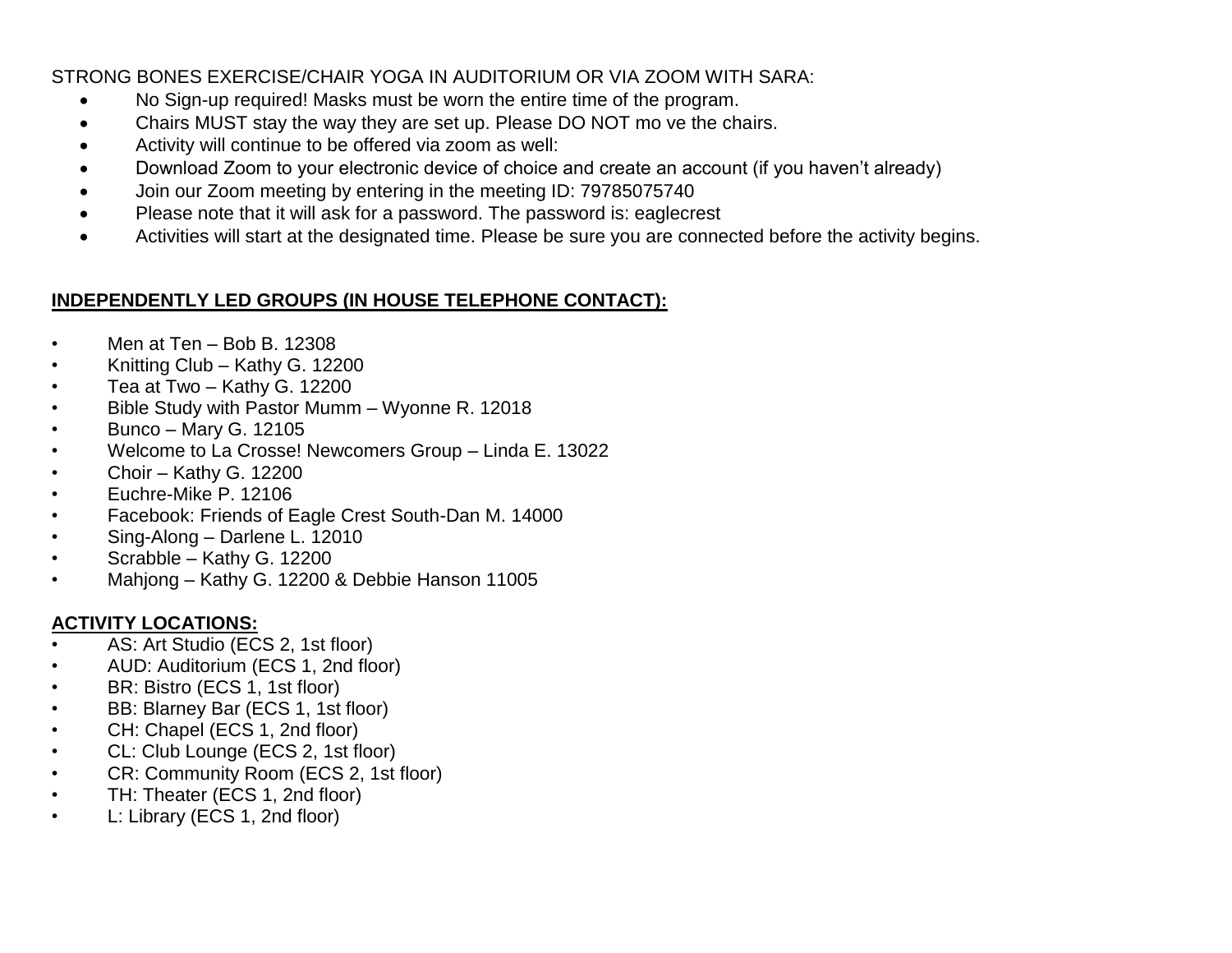STRONG BONES EXERCISE/CHAIR YOGA IN AUDITORIUM OR VIA ZOOM WITH SARA:

- No Sign-up required! Masks must be worn the entire time of the program.
- Chairs MUST stay the way they are set up. Please DO NOT mo ve the chairs.
- Activity will continue to be offered via zoom as well:
- Download Zoom to your electronic device of choice and create an account (if you haven't already)
- Join our Zoom meeting by entering in the meeting ID: 79785075740
- Please note that it will ask for a password. The password is: eaglecrest
- Activities will start at the designated time. Please be sure you are connected before the activity begins.

**INDEPENDENTLY LED GROUPS (IN HOUSE TELEPHONE CONTACT):**

- Men at Ten – Bob B. 12308
- Knitting Club – Kathy G. 12200
- Tea at Two – Kathy G. 12200
- Bible Study with Pastor Mumm – Wyonne R. 12018
- Bunco – Mary G. 12105
- Welcome to La Crosse! Newcomers Group – Linda E. 13022
- Choir – Kathy G. 12200
- Euchre-Mike P. 12106
- Facebook: Friends of Eagle Crest South-Dan M. 14000
- Sing-Along – Darlene L. 12010
- Scrabble – Kathy G. 12200
- Mahjong – Kathy G. 12200 & Debbie Hanson 11005

**ACTIVITY LOCATIONS:**

- AS: Art Studio (ECS 2, 1st floor)
- AUD: Auditorium (ECS 1, 2nd floor)
- BR: Bistro (ECS 1, 1st floor)
- BB: Blarney Bar (ECS 1, 1st floor)
- CH: Chapel (ECS 1, 2nd floor)
- CL: Club Lounge (ECS 2, 1st floor)
- CR: Community Room (ECS 2, 1st floor)
- TH: Theater (ECS 1, 2nd floor)
- L: Library (ECS 1, 2nd floor)